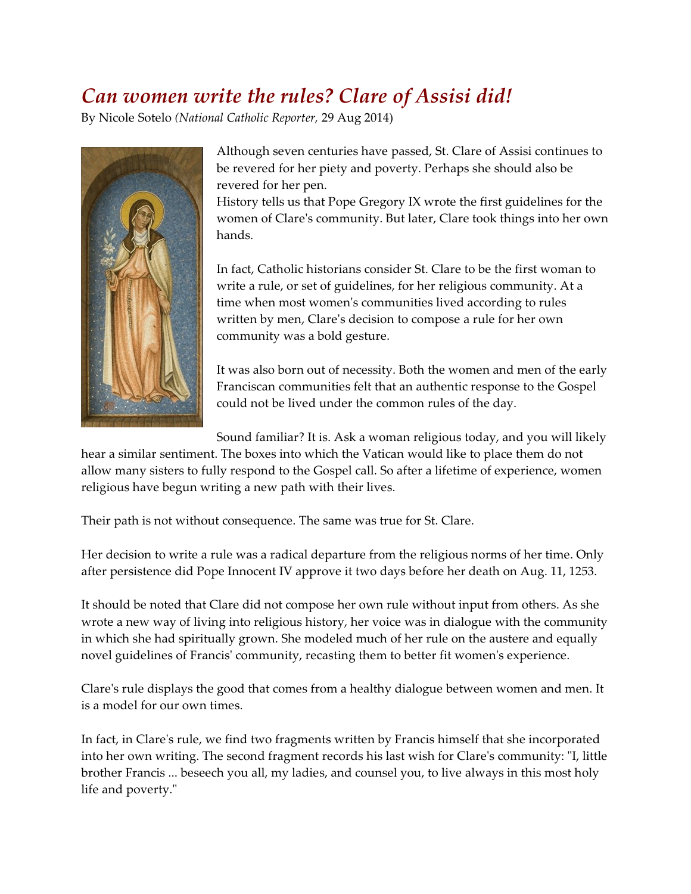# *Can women write the rules? Clare of Assisi did!*

By Nicole Sotelo *(National Catholic Reporter,* 29 Aug 2014)

Although seven centuries have passed, St. Clare of Assisi continues to be revered for her piety and poverty. Perhaps she should also be revered for her pen.

History tells us that Pope Gregory IX wrote the first guidelines for the women of Clare's community. But later, Clare took things into her own hands.

In fact, Catholic historians consider St. Clare to be the first woman to write a rule, or set of guidelines, for her religious community. At a time when most women's communities lived according to rules written by men, Clare's decision to compose a rule for her own community was a bold gesture.

It was also born out of necessity. Both the women and men of the early Franciscan communities felt that an authentic response to the Gospel could not be lived under the common rules of the day.

Sound familiar? It is. Ask a woman religious today, and you will likely hear a similar sentiment. The boxes into which the Vatican would like to place them do not allow many sisters to fully respond to the Gospel call. So after a lifetime of experience, women religious have begun writing a new path with their lives.

Their path is not without consequence. The same was true for St. Clare.

Her decision to write a rule was a radical departure from the religious norms of her time. Only after persistence did Pope Innocent IV approve it two days before her death on Aug. 11, 1253.

It should be noted that Clare did not compose her own rule without input from others. As she wrote a new way of living into religious history, her voice was in dialogue with the community in which she had spiritually grown. She modeled much of her rule on the austere and equally novel guidelines of Francis' community, recasting them to better fit women's experience.

Clare's rule displays the good that comes from a healthy dialogue between women and men. It is a model for our own times.

In fact, in Clare's rule, we find two fragments written by Francis himself that she incorporated into her own writing. The second fragment records his last wish for Clare's community: "I, little brother Francis ... beseech you all, my ladies, and counsel you, to live always in this most holy life and poverty."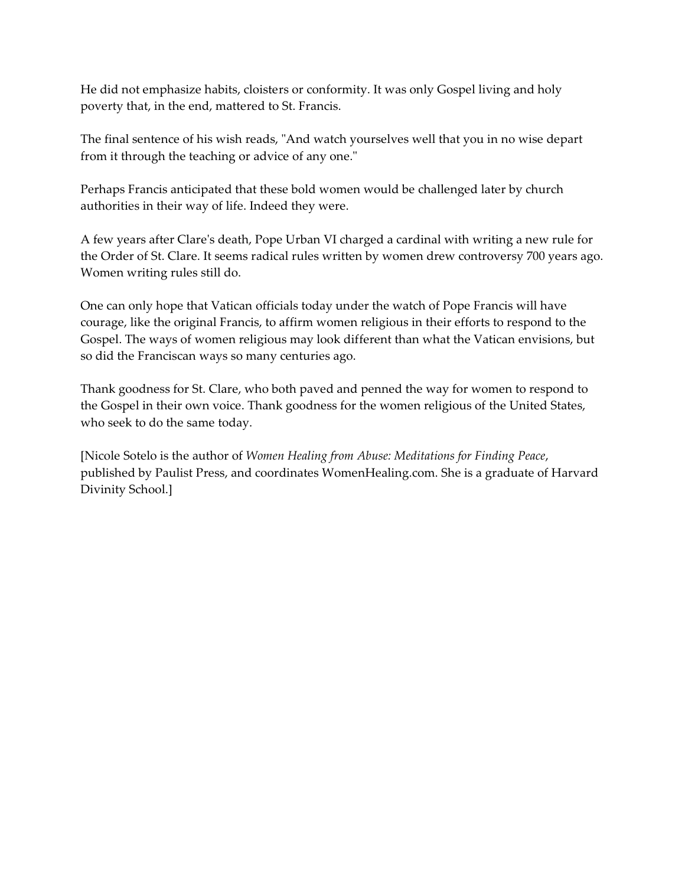He did not emphasize habits, cloisters or conformity. It was only Gospel living and holy poverty that, in the end, mattered to St. Francis.

The final sentence of his wish reads, "And watch yourselves well that you in no wise depart from it through the teaching or advice of any one."

Perhaps Francis anticipated that these bold women would be challenged later by church authorities in their way of life. Indeed they were.

A few years after Clare's death, Pope Urban VI charged a cardinal with writing a new rule for the Order of St. Clare. It seems radical rules written by women drew controversy 700 years ago. Women writing rules still do.

One can only hope that Vatican officials today under the watch of Pope Francis will have courage, like the original Francis, to affirm women religious in their efforts to respond to the Gospel. The ways of women religious may look different than what the Vatican envisions, but so did the Franciscan ways so many centuries ago.

Thank goodness for St. Clare, who both paved and penned the way for women to respond to the Gospel in their own voice. Thank goodness for the women religious of the United States, who seek to do the same today.

[Nicole Sotelo is the author of *Women Healing from Abuse: Meditations for Finding Peace*, published by Paulist Press, and coordinates WomenHealing.com. She is a graduate of Harvard Divinity School.]